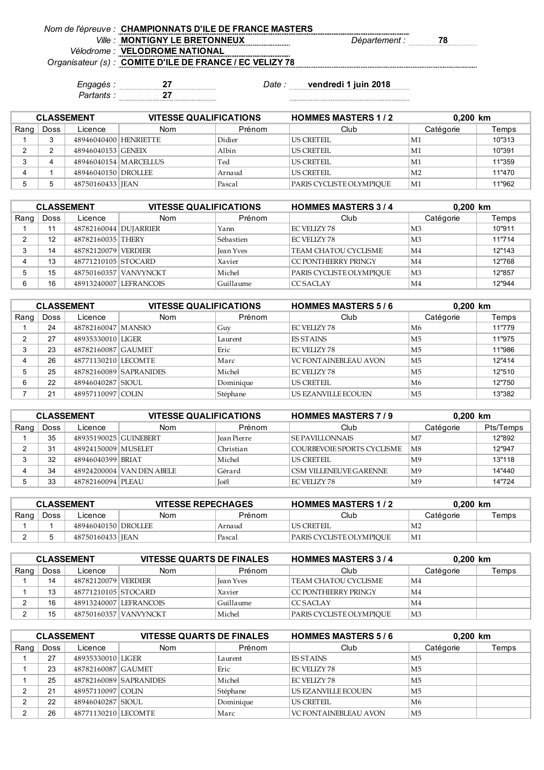*Nom de l'épreuve :* **CHAMPIONNATS D'ILE DE FRANCE MASTERS**

*Ville :* **MONTIGNY LE BRETONNEUX** *Département :* **78**

*Vélodrome :* **VELODROME NATIONAL**

*Organisateur (s) :* **COMITE D'ILE DE FRANCE / EC VELIZY 78**

*Engagés :* **27**

*Partants :* **27**

*Date :* **vendredi 1 juin 2018**

| CLASSEMENT | | VITESSE QUALIFICATIONS | | | HOMMES MASTERS 1 / 2 | 0,200 km | |
|---|---|---|---|---|---|---|---|
| Rang | Doss | Licence | Nom | Prénom | Club | Catégorie | Temps |
| 1 | 3 | 48946040400 | HENRIETTE | Didier | US CRETEIL | M1 | 10"313 |
| 2 | 2 | 48946040153 | GENEIX | Albin | US CRETEIL | M1 | 10"391 |
| 3 | 4 | 48946040154 | MARCELLUS | Ted | US CRETEIL | M1 | 11"359 |
| 4 | 1 | 48946040150 | DROLLEE | Arnaud | US CRETEIL | M2 | 11"470 |
| 5 | 5 | 48750160433 | JEAN | Pascal | PARIS CYCLISTE OLYMPIQUE | M1 | 11"962 |

| CLASSEMENT | | VITESSE QUALIFICATIONS | | | HOMMES MASTERS 3 / 4 | 0,200 km | |
|---|---|---|---|---|---|---|---|
| Rang | Doss | Licence | Nom | Prénom | Club | Catégorie | Temps |
| 1 | 11 | 48782160044 | DUJARRIER | Yann | EC VELIZY 78 | M3 | 10"911 |
| 2 | 12 | 48782160035 | THERY | Sébastien | EC VELIZY 78 | M3 | 11"714 |
| 3 | 14 | 48782120079 | VERDIER | Jean Yves | TEAM CHATOU CYCLISME | M4 | 12"143 |
| 4 | 13 | 48771210105 | STOCARD | Xavier | CC PONTHIERRY PRINGY | M4 | 12"768 |
| 5 | 15 | 48750160357 | VANVYNCKT | Michel | PARIS CYCLISTE OLYMPIQUE | M3 | 12"857 |
| 6 | 16 | 48913240007 | LEFRANCOIS | Guillaume | CC SACLAY | M4 | 12"944 |

| CLASSEMENT | | VITESSE QUALIFICATIONS | | | HOMMES MASTERS 5 / 6 | 0,200 km | |
|---|---|---|---|---|---|---|---|
| Rang | Doss | Licence | Nom | Prénom | Club | Catégorie | Temps |
| 1 | 24 | 48782160047 | MANSIO | Guy | EC VELIZY 78 | M6 | 11"779 |
| 2 | 27 | 48935330010 | LIGER | Laurent | ES STAINS | M5 | 11"975 |
| 3 | 23 | 48782160087 | GAUMET | Eric | EC VELIZY 78 | M5 | 11"986 |
| 4 | 26 | 48771130210 | LECOMTE | Marc | VC FONTAINEBLEAU AVON | M5 | 12"414 |
| 5 | 25 | 48782160089 | SAPRANIDES | Michel | EC VELIZY 78 | M5 | 12"510 |
| 6 | 22 | 48946040287 | SIOUL | Dominique | US CRETEIL | M6 | 12"750 |
| 7 | 21 | 48957110097 | COLIN | Stéphane | US EZANVILLE ECOUEN | M5 | 13"382 |

| CLASSEMENT | | VITESSE QUALIFICATIONS | | | HOMMES MASTERS 7 / 9 | 0,200 km | |
|---|---|---|---|---|---|---|---|
| Rang | Doss | Licence | Nom | Prénom | Club | Catégorie | Pts/Temps |
| 1 | 35 | 48935190025 | GUINEBERT | Jean Pierre | SE PAVILLONNAIS | M7 | 12"892 |
| 2 | 31 | 48924150009 | MUSELET | Christian | COURBEVOIE SPORTS CYCLISME | M8 | 12"947 |
| 3 | 32 | 48946040399 | BRIAT | Michel | US CRETEIL | M9 | 13"118 |
| 4 | 34 | 48924200004 | VAN DEN ABELE | Gérard | CSM VILLENEUVE GARENNE | M9 | 14"440 |
| 5 | 33 | 48782160094 | PLEAU | Joël | EC VELIZY 78 | M9 | 14"724 |

| CLASSEMENT | | VITESSE REPECHAGES | | | HOMMES MASTERS 1 / 2 | 0,200 km | |
|---|---|---|---|---|---|---|---|
| Rang | Doss | Licence | Nom | Prénom | Club | Catégorie | Temps |
| 1 | 1 | 48946040150 | DROLLEE | Arnaud | US CRETEIL | M2 | |
| 2 | 5 | 48750160433 | JEAN | Pascal | PARIS CYCLISTE OLYMPIQUE | M1 | |

| CLASSEMENT | | VITESSE QUARTS DE FINALES | | | HOMMES MASTERS 3 / 4 | 0,200 km | |
|---|---|---|---|---|---|---|---|
| Rang | Doss | Licence | Nom | Prénom | Club | Catégorie | Temps |
| 1 | 14 | 48782120079 | VERDIER | Jean Yves | TEAM CHATOU CYCLISME | M4 | |
| 1 | 13 | 48771210105 | STOCARD | Xavier | CC PONTHIERRY PRINGY | M4 | |
| 2 | 16 | 48913240007 | LEFRANCOIS | Guillaume | CC SACLAY | M4 | |
| 2 | 15 | 48750160357 | VANVYNCKT | Michel | PARIS CYCLISTE OLYMPIQUE | M3 | |

| CLASSEMENT | | VITESSE QUARTS DE FINALES | | | HOMMES MASTERS 5 / 6 | 0,200 km | |
|---|---|---|---|---|---|---|---|
| Rang | Doss | Licence | Nom | Prénom | Club | Catégorie | Temps |
| 1 | 27 | 48935330010 | LIGER | Laurent | ES STAINS | M5 | |
| 1 | 23 | 48782160087 | GAUMET | Eric | EC VELIZY 78 | M5 | |
| 1 | 25 | 48782160089 | SAPRANIDES | Michel | EC VELIZY 78 | M5 | |
| 2 | 21 | 48957110097 | COLIN | Stéphane | US EZANVILLE ECOUEN | M5 | |
| 2 | 22 | 48946040287 | SIOUL | Dominique | US CRETEIL | M6 | |
| 2 | 26 | 48771130210 | LECOMTE | Marc | VC FONTAINEBLEAU AVON | M5 | |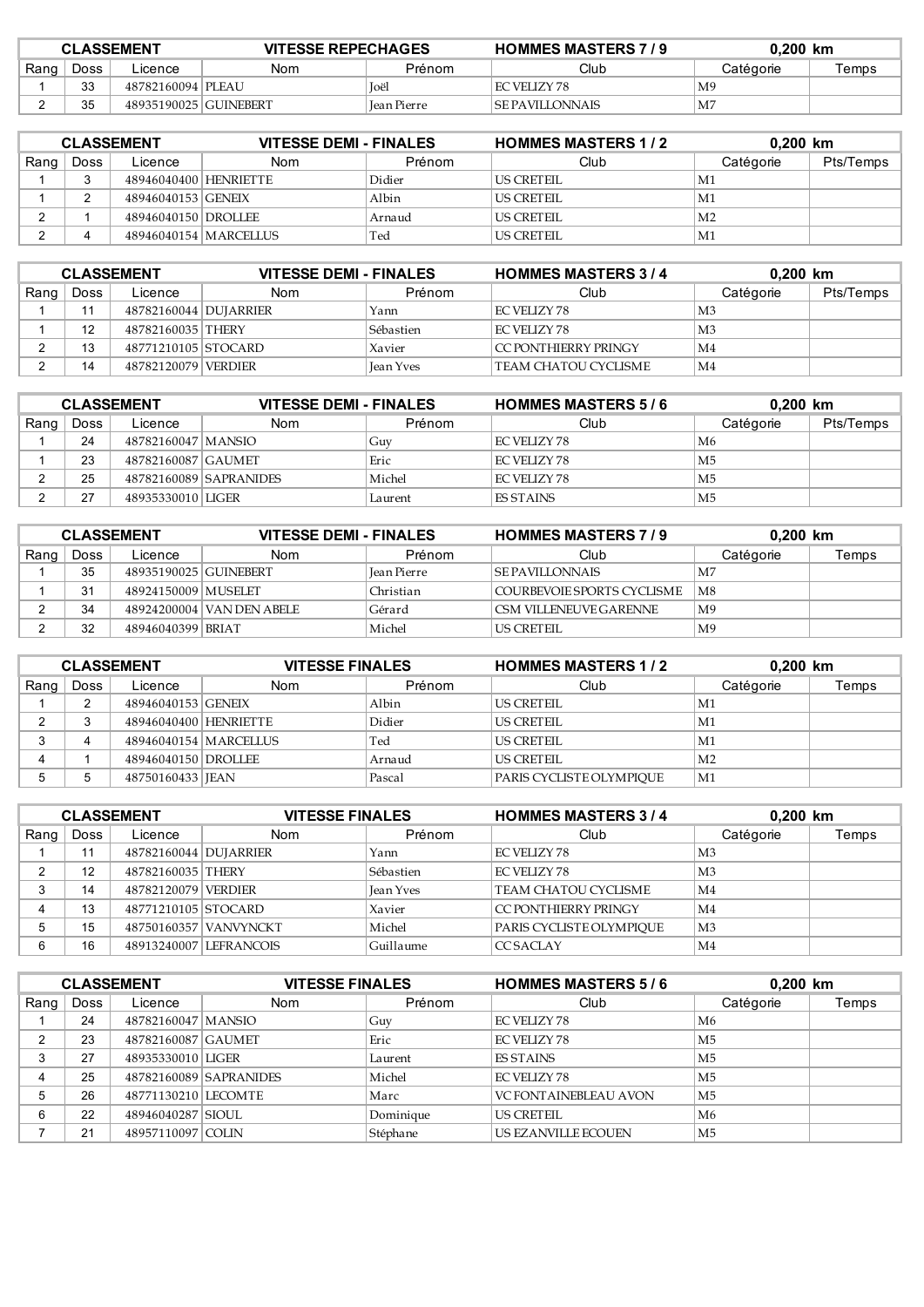| CLASSEMENT | | VITESSE REPECHAGES | | HOMMES MASTERS 7 / 9 | | 0,200 km | |
|---|---|---|---|---|---|---|---|
| Rang | Doss | Licence | Nom | Prénom | Club | Catégorie | Temps |
| 1 | 33 | 48782160094 | PLEAU | Joël | EC VELIZY 78 | M9 | |
| 2 | 35 | 48935190025 | GUINEBERT | Jean Pierre | SE PAVILLONNAIS | M7 | |

| CLASSEMENT | | VITESSE DEMI - FINALES | | HOMMES MASTERS 1 / 2 | | 0,200 km | |
|---|---|---|---|---|---|---|---|
| Rang | Doss | Licence | Nom | Prénom | Club | Catégorie | Pts/Temps |
| 1 | 3 | 48946040400 | HENRIETTE | Didier | US CRETEIL | M1 | |
| 1 | 2 | 48946040153 | GENEIX | Albin | US CRETEIL | M1 | |
| 2 | 1 | 48946040150 | DROLLEE | Arnaud | US CRETEIL | M2 | |
| 2 | 4 | 48946040154 | MARCELLUS | Ted | US CRETEIL | M1 | |

| CLASSEMENT | | VITESSE DEMI - FINALES | | HOMMES MASTERS 3 / 4 | | 0,200 km | |
|---|---|---|---|---|---|---|---|
| Rang | Doss | Licence | Nom | Prénom | Club | Catégorie | Pts/Temps |
| 1 | 11 | 48782160044 | DUJARRIER | Yann | EC VELIZY 78 | M3 | |
| 1 | 12 | 48782160035 | THERY | Sébastien | EC VELIZY 78 | M3 | |
| 2 | 13 | 48771210105 | STOCARD | Xavier | CC PONTHIERRY PRINGY | M4 | |
| 2 | 14 | 48782120079 | VERDIER | Jean Yves | TEAM CHATOU CYCLISME | M4 | |

| CLASSEMENT | | VITESSE DEMI - FINALES | | HOMMES MASTERS 5 / 6 | | 0,200 km | |
|---|---|---|---|---|---|---|---|
| Rang | Doss | Licence | Nom | Prénom | Club | Catégorie | Pts/Temps |
| 1 | 24 | 48782160047 | MANSIO | Guy | EC VELIZY 78 | M6 | |
| 1 | 23 | 48782160087 | GAUMET | Eric | EC VELIZY 78 | M5 | |
| 2 | 25 | 48782160089 | SAPRANIDES | Michel | EC VELIZY 78 | M5 | |
| 2 | 27 | 48935330010 | LIGER | Laurent | ES STAINS | M5 | |

| CLASSEMENT | | VITESSE DEMI - FINALES | | HOMMES MASTERS 7 / 9 | | 0,200 km | |
|---|---|---|---|---|---|---|---|
| Rang | Doss | Licence | Nom | Prénom | Club | Catégorie | Temps |
| 1 | 35 | 48935190025 | GUINEBERT | Jean Pierre | SE PAVILLONNAIS | M7 | |
| 1 | 31 | 48924150009 | MUSELET | Christian | COURBEVOIE SPORTS CYCLISME | M8 | |
| 2 | 34 | 48924200004 | VAN DEN ABELE | Gérard | CSM VILLENEUVE GARENNE | M9 | |
| 2 | 32 | 48946040399 | BRIAT | Michel | US CRETEIL | M9 | |

| CLASSEMENT | | VITESSE FINALES | | HOMMES MASTERS 1 / 2 | | 0,200 km | |
|---|---|---|---|---|---|---|---|
| Rang | Doss | Licence | Nom | Prénom | Club | Catégorie | Temps |
| 1 | 2 | 48946040153 | GENEIX | Albin | US CRETEIL | M1 | |
| 2 | 3 | 48946040400 | HENRIETTE | Didier | US CRETEIL | M1 | |
| 3 | 4 | 48946040154 | MARCELLUS | Ted | US CRETEIL | M1 | |
| 4 | 1 | 48946040150 | DROLLEE | Arnaud | US CRETEIL | M2 | |
| 5 | 5 | 48750160433 | JEAN | Pascal | PARIS CYCLISTE OLYMPIQUE | M1 | |

| CLASSEMENT | | VITESSE FINALES | | HOMMES MASTERS 3 / 4 | | 0,200 km | |
|---|---|---|---|---|---|---|---|
| Rang | Doss | Licence | Nom | Prénom | Club | Catégorie | Temps |
| 1 | 11 | 48782160044 | DUJARRIER | Yann | EC VELIZY 78 | M3 | |
| 2 | 12 | 48782160035 | THERY | Sébastien | EC VELIZY 78 | M3 | |
| 3 | 14 | 48782120079 | VERDIER | Jean Yves | TEAM CHATOU CYCLISME | M4 | |
| 4 | 13 | 48771210105 | STOCARD | Xavier | CC PONTHIERRY PRINGY | M4 | |
| 5 | 15 | 48750160357 | VANVYNCKT | Michel | PARIS CYCLISTE OLYMPIQUE | M3 | |
| 6 | 16 | 48913240007 | LEFRANCOIS | Guillaume | CC SACLAY | M4 | |

| CLASSEMENT | | VITESSE FINALES | | HOMMES MASTERS 5 / 6 | | 0,200 km | |
|---|---|---|---|---|---|---|---|
| Rang | Doss | Licence | Nom | Prénom | Club | Catégorie | Temps |
| 1 | 24 | 48782160047 | MANSIO | Guy | EC VELIZY 78 | M6 | |
| 2 | 23 | 48782160087 | GAUMET | Eric | EC VELIZY 78 | M5 | |
| 3 | 27 | 48935330010 | LIGER | Laurent | ES STAINS | M5 | |
| 4 | 25 | 48782160089 | SAPRANIDES | Michel | EC VELIZY 78 | M5 | |
| 5 | 26 | 48771130210 | LECOMTE | Marc | VC FONTAINEBLEAU AVON | M5 | |
| 6 | 22 | 48946040287 | SIOUL | Dominique | US CRETEIL | M6 | |
| 7 | 21 | 48957110097 | COLIN | Stéphane | US EZANVILLE ECOUEN | M5 | |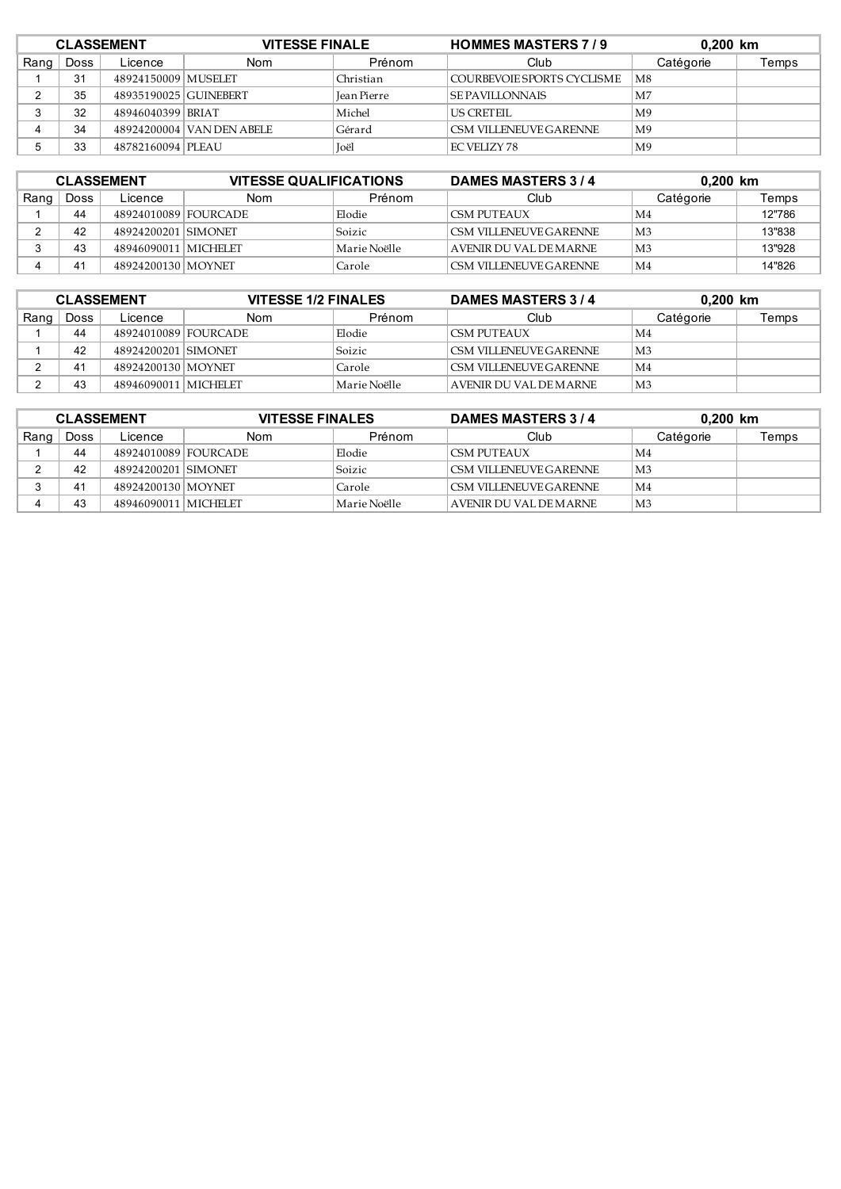| CLASSEMENT | | VITESSE FINALE | | HOMMES MASTERS 7 / 9 | | 0,200 km | |
|---|---|---|---|---|---|---|---|
| Rang | Doss | Licence | Nom | Prénom | Club | Catégorie | Temps |
| 1 | 31 | 48924150009 | MUSELET | Christian | COURBEVOIE SPORTS CYCLISME | M8 | |
| 2 | 35 | 48935190025 | GUINEBERT | Jean Pierre | SE PAVILLONNAIS | M7 | |
| 3 | 32 | 48946040399 | BRIAT | Michel | US CRETEIL | M9 | |
| 4 | 34 | 48924200004 | VAN DEN ABELE | Gérard | CSM VILLENEUVE GARENNE | M9 | |
| 5 | 33 | 48782160094 | PLEAU | Joël | EC VELIZY 78 | M9 | |

| CLASSEMENT | | VITESSE QUALIFICATIONS | | DAMES MASTERS 3 / 4 | | 0,200 km | |
|---|---|---|---|---|---|---|---|
| Rang | Doss | Licence | Nom | Prénom | Club | Catégorie | Temps |
| 1 | 44 | 48924010089 | FOURCADE | Elodie | CSM PUTEAUX | M4 | 12"786 |
| 2 | 42 | 48924200201 | SIMONET | Soizic | CSM VILLENEUVE GARENNE | M3 | 13"838 |
| 3 | 43 | 48946090011 | MICHELET | Marie Noëlle | AVENIR DU VAL DE MARNE | M3 | 13"928 |
| 4 | 41 | 48924200130 | MOYNET | Carole | CSM VILLENEUVE GARENNE | M4 | 14"826 |

| CLASSEMENT | | VITESSE 1/2 FINALES | | DAMES MASTERS 3 / 4 | | 0,200 km | |
|---|---|---|---|---|---|---|---|
| Rang | Doss | Licence | Nom | Prénom | Club | Catégorie | Temps |
| 1 | 44 | 48924010089 | FOURCADE | Elodie | CSM PUTEAUX | M4 | |
| 1 | 42 | 48924200201 | SIMONET | Soizic | CSM VILLENEUVE GARENNE | M3 | |
| 2 | 41 | 48924200130 | MOYNET | Carole | CSM VILLENEUVE GARENNE | M4 | |
| 2 | 43 | 48946090011 | MICHELET | Marie Noëlle | AVENIR DU VAL DE MARNE | M3 | |

| CLASSEMENT | | VITESSE FINALES | | DAMES MASTERS 3 / 4 | | 0,200 km | |
|---|---|---|---|---|---|---|---|
| Rang | Doss | Licence | Nom | Prénom | Club | Catégorie | Temps |
| 1 | 44 | 48924010089 | FOURCADE | Elodie | CSM PUTEAUX | M4 | |
| 2 | 42 | 48924200201 | SIMONET | Soizic | CSM VILLENEUVE GARENNE | M3 | |
| 3 | 41 | 48924200130 | MOYNET | Carole | CSM VILLENEUVE GARENNE | M4 | |
| 4 | 43 | 48946090011 | MICHELET | Marie Noëlle | AVENIR DU VAL DE MARNE | M3 | |